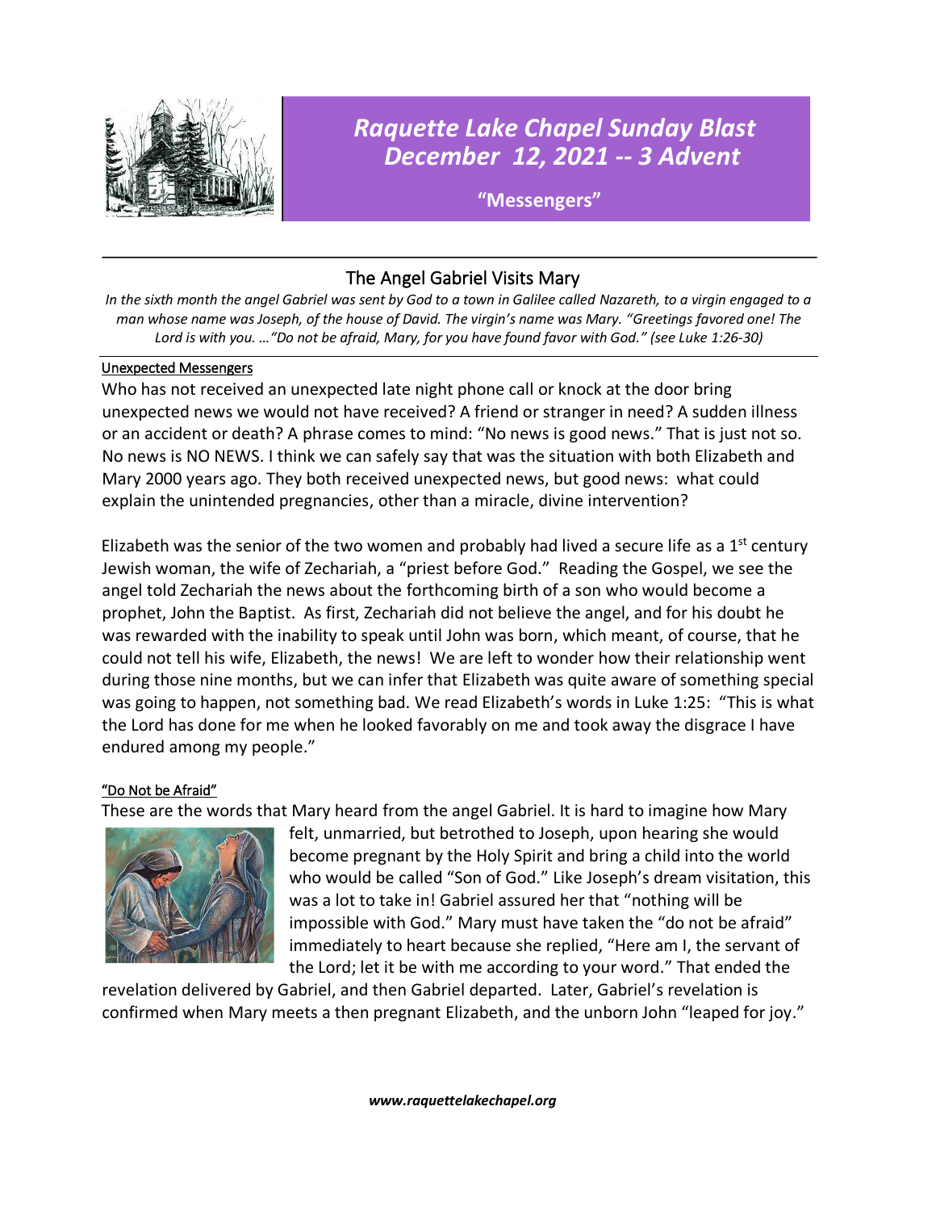# *Raquette Lake Chapel Sunday Blast*
# *December 12, 2021 -- 3 Advent*

**"Messengers"**

## The Angel Gabriel Visits Mary

*In the sixth month the angel Gabriel was sent by God to a town in Galilee called Nazareth, to a virgin engaged to a man whose name was Joseph, of the house of David. The virgin's name was Mary. "Greetings favored one! The Lord is with you. …"Do not be afraid, Mary, for you have found favor with God." (see Luke 1:26-30)*

### Unexpected Messengers

Who has not received an unexpected late night phone call or knock at the door bring unexpected news we would not have received? A friend or stranger in need? A sudden illness or an accident or death? A phrase comes to mind: "No news is good news." That is just not so. No news is NO NEWS. I think we can safely say that was the situation with both Elizabeth and Mary 2000 years ago. They both received unexpected news, but good news: what could explain the unintended pregnancies, other than a miracle, divine intervention?

Elizabeth was the senior of the two women and probably had lived a secure life as a 1st century Jewish woman, the wife of Zechariah, a "priest before God." Reading the Gospel, we see the angel told Zechariah the news about the forthcoming birth of a son who would become a prophet, John the Baptist. As first, Zechariah did not believe the angel, and for his doubt he was rewarded with the inability to speak until John was born, which meant, of course, that he could not tell his wife, Elizabeth, the news! We are left to wonder how their relationship went during those nine months, but we can infer that Elizabeth was quite aware of something special was going to happen, not something bad. We read Elizabeth's words in Luke 1:25: "This is what the Lord has done for me when he looked favorably on me and took away the disgrace I have endured among my people."

### "Do Not be Afraid"

These are the words that Mary heard from the angel Gabriel. It is hard to imagine how Mary felt, unmarried, but betrothed to Joseph, upon hearing she would become pregnant by the Holy Spirit and bring a child into the world who would be called "Son of God." Like Joseph's dream visitation, this was a lot to take in! Gabriel assured her that "nothing will be impossible with God." Mary must have taken the "do not be afraid" immediately to heart because she replied, "Here am I, the servant of the Lord; let it be with me according to your word." That ended the revelation delivered by Gabriel, and then Gabriel departed. Later, Gabriel's revelation is confirmed when Mary meets a then pregnant Elizabeth, and the unborn John "leaped for joy."

***www.raquettelakechapel.org***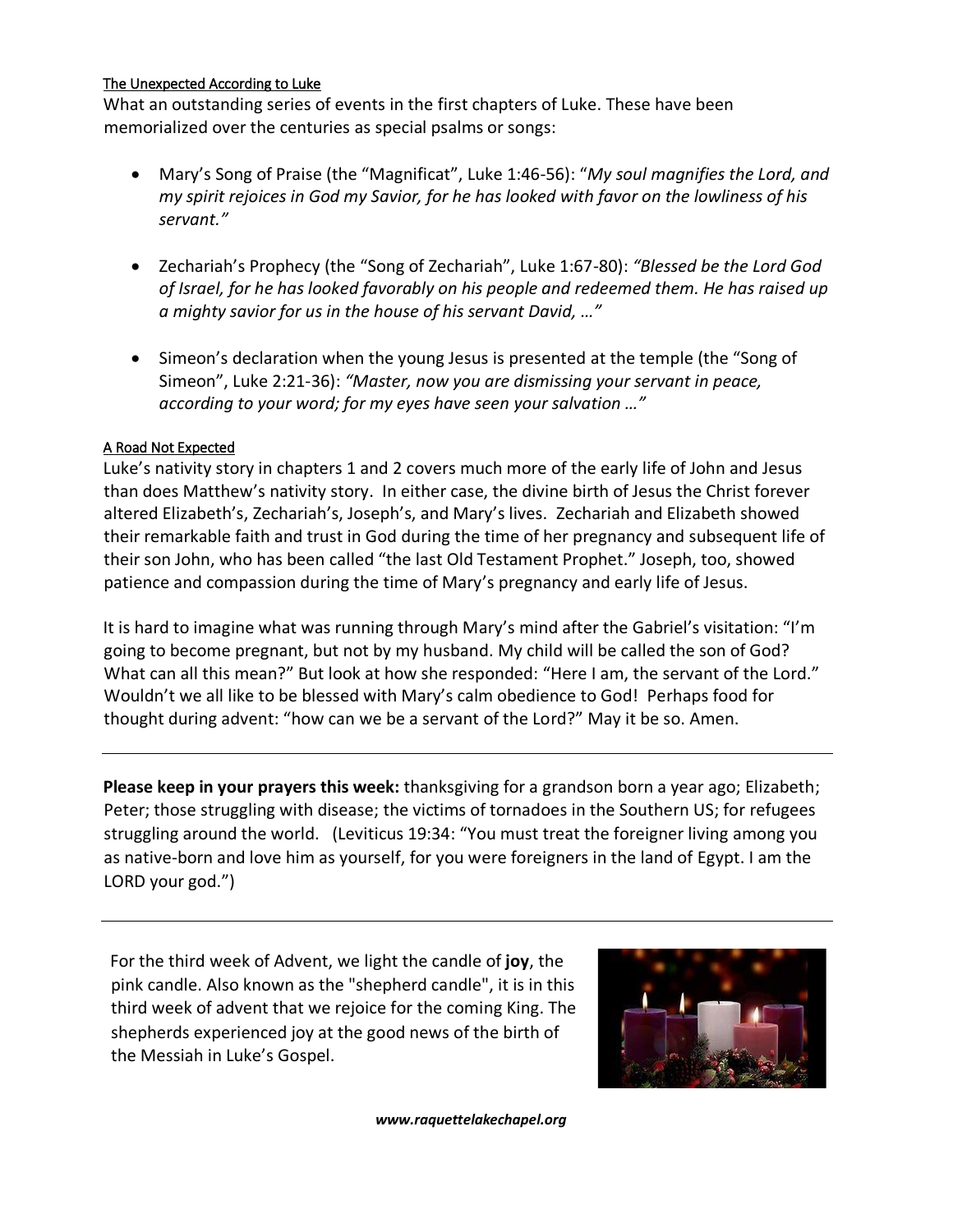The Unexpected According to Luke

What an outstanding series of events in the first chapters of Luke. These have been memorialized over the centuries as special psalms or songs:

- Mary's Song of Praise (the "Magnificat", Luke 1:46-56): "*My soul magnifies the Lord, and my spirit rejoices in God my Savior, for he has looked with favor on the lowliness of his servant."*

- Zechariah's Prophecy (the "Song of Zechariah", Luke 1:67-80): *"Blessed be the Lord God of Israel, for he has looked favorably on his people and redeemed them. He has raised up a mighty savior for us in the house of his servant David, …"*

- Simeon's declaration when the young Jesus is presented at the temple (the "Song of Simeon", Luke 2:21-36): *"Master, now you are dismissing your servant in peace, according to your word; for my eyes have seen your salvation …"*

A Road Not Expected

Luke's nativity story in chapters 1 and 2 covers much more of the early life of John and Jesus than does Matthew's nativity story. In either case, the divine birth of Jesus the Christ forever altered Elizabeth's, Zechariah's, Joseph's, and Mary's lives. Zechariah and Elizabeth showed their remarkable faith and trust in God during the time of her pregnancy and subsequent life of their son John, who has been called "the last Old Testament Prophet." Joseph, too, showed patience and compassion during the time of Mary's pregnancy and early life of Jesus.

It is hard to imagine what was running through Mary's mind after the Gabriel's visitation: "I'm going to become pregnant, but not by my husband. My child will be called the son of God? What can all this mean?" But look at how she responded: "Here I am, the servant of the Lord." Wouldn't we all like to be blessed with Mary's calm obedience to God! Perhaps food for thought during advent: "how can we be a servant of the Lord?" May it be so. Amen.

---

**Please keep in your prayers this week:** thanksgiving for a grandson born a year ago; Elizabeth; Peter; those struggling with disease; the victims of tornadoes in the Southern US; for refugees struggling around the world. (Leviticus 19:34: "You must treat the foreigner living among you as native-born and love him as yourself, for you were foreigners in the land of Egypt. I am the LORD your god.")

---

For the third week of Advent, we light the candle of **joy**, the pink candle. Also known as the "shepherd candle", it is in this third week of advent that we rejoice for the coming King. The shepherds experienced joy at the good news of the birth of the Messiah in Luke's Gospel.

***www.raquettelakechapel.org***